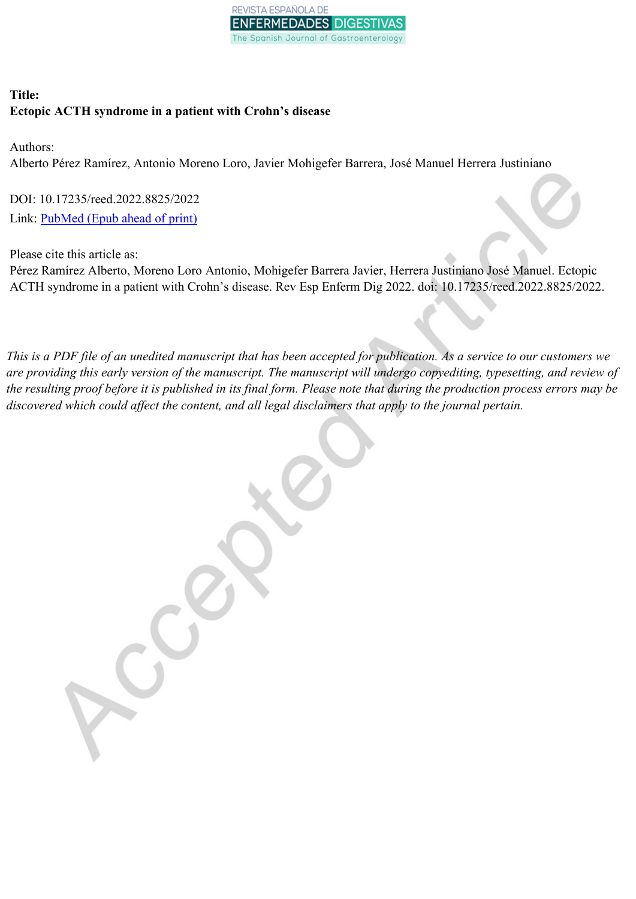**Title:**

**Ectopic ACTH syndrome in a patient with Crohn's disease**

Authors:

Alberto Pérez Ramírez, Antonio Moreno Loro, Javier Mohigefer Barrera, José Manuel Herrera Justiniano

DOI: 10.17235/reed.2022.8825/2022

Link: PubMed (Epub ahead of print)

Please cite this article as:

Pérez Ramírez Alberto, Moreno Loro Antonio, Mohigefer Barrera Javier, Herrera Justiniano José Manuel. Ectopic ACTH syndrome in a patient with Crohn's disease. Rev Esp Enferm Dig 2022. doi: 10.17235/reed.2022.8825/2022.

*This is a PDF file of an unedited manuscript that has been accepted for publication. As a service to our customers we are providing this early version of the manuscript. The manuscript will undergo copyediting, typesetting, and review of the resulting proof before it is published in its final form. Please note that during the production process errors may be discovered which could affect the content, and all legal disclaimers that apply to the journal pertain.*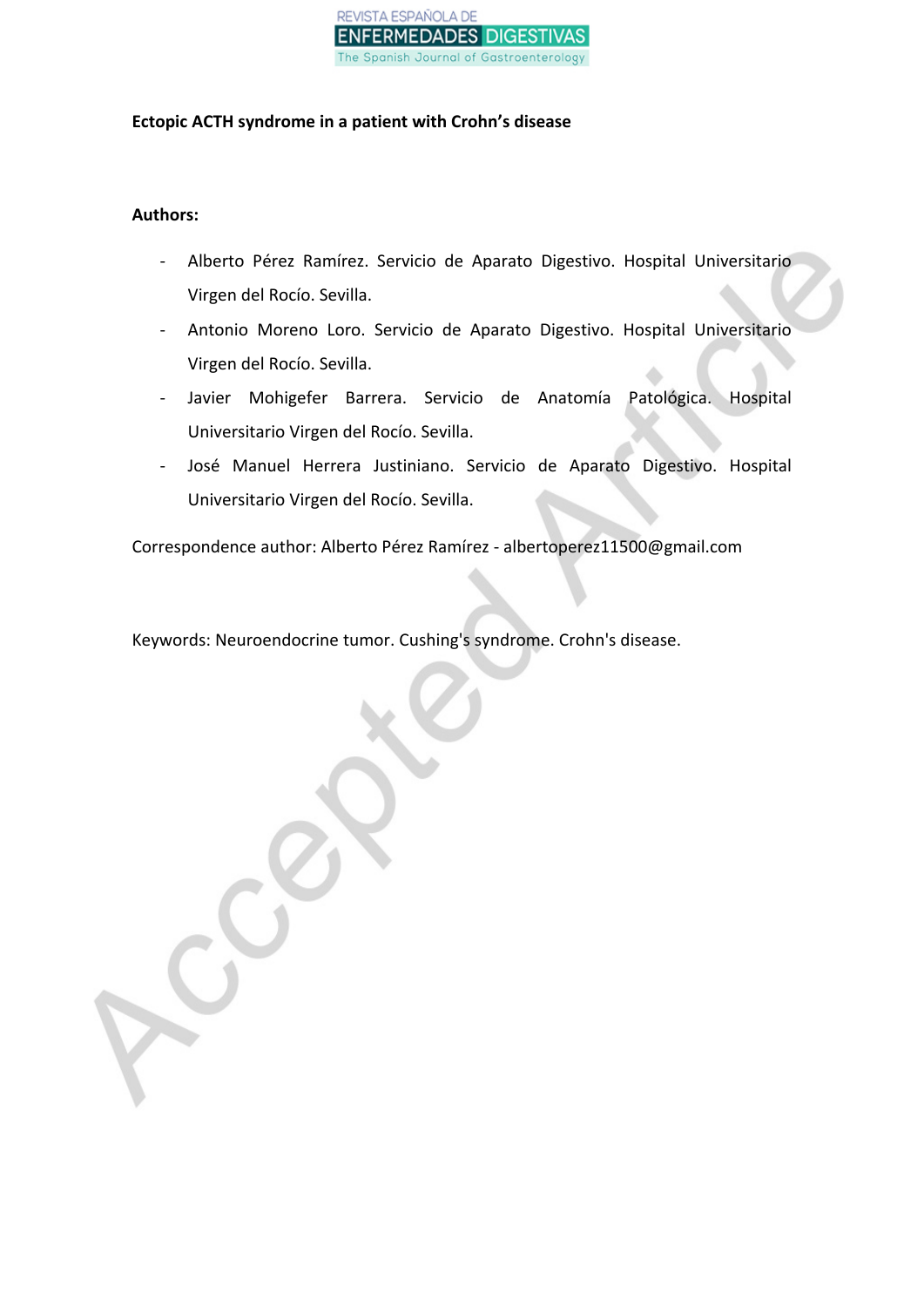**Ectopic ACTH syndrome in a patient with Crohn's disease**

**Authors:**

- Alberto Pérez Ramírez. Servicio de Aparato Digestivo. Hospital Universitario Virgen del Rocío. Sevilla.
- Antonio Moreno Loro. Servicio de Aparato Digestivo. Hospital Universitario Virgen del Rocío. Sevilla.
- Javier Mohigefer Barrera. Servicio de Anatomía Patológica. Hospital Universitario Virgen del Rocío. Sevilla.
- José Manuel Herrera Justiniano. Servicio de Aparato Digestivo. Hospital Universitario Virgen del Rocío. Sevilla.

Correspondence author: Alberto Pérez Ramírez - albertoperez11500@gmail.com

Keywords: Neuroendocrine tumor. Cushing's syndrome. Crohn's disease.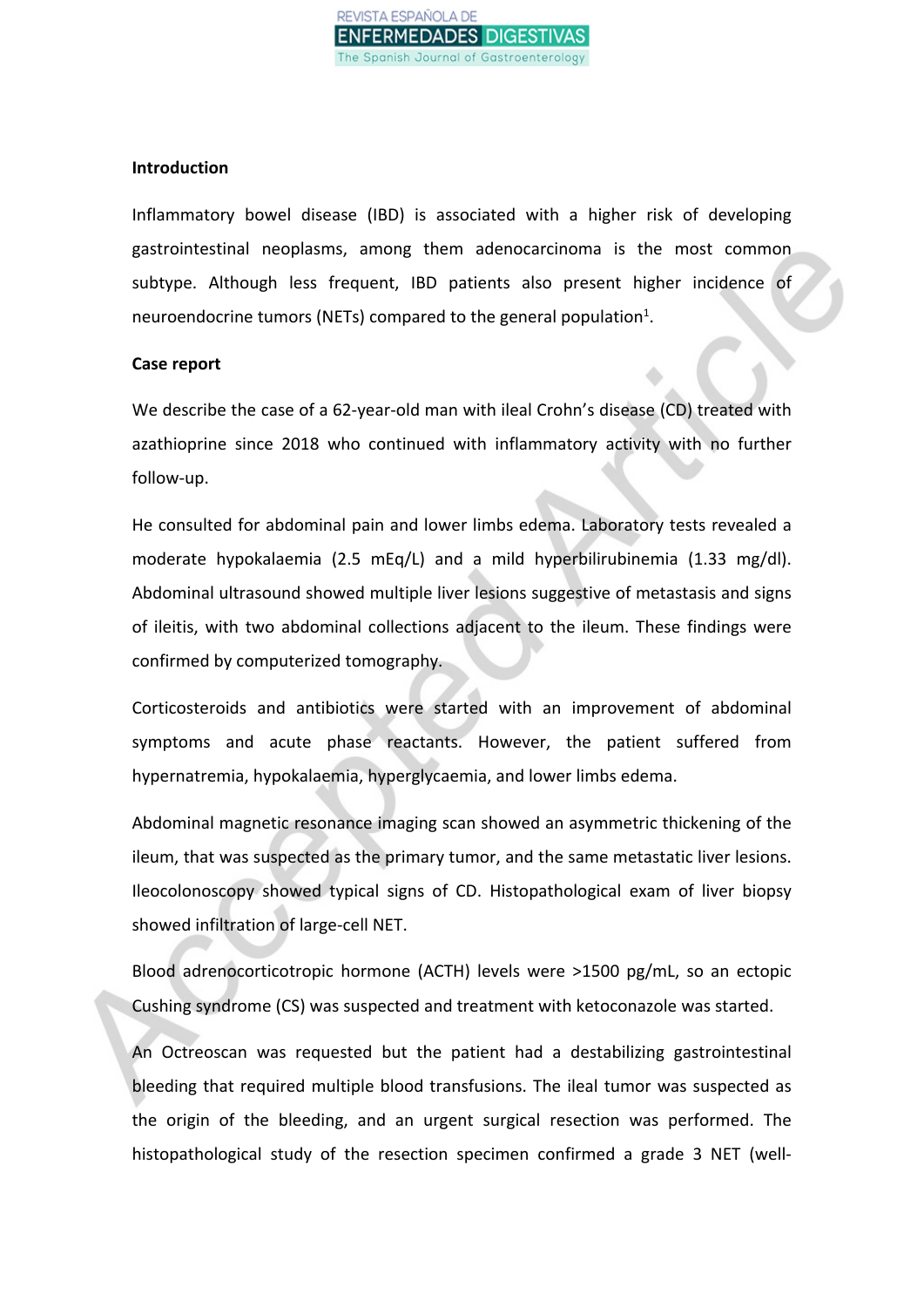**Introduction**

Inflammatory bowel disease (IBD) is associated with a higher risk of developing gastrointestinal neoplasms, among them adenocarcinoma is the most common subtype. Although less frequent, IBD patients also present higher incidence of neuroendocrine tumors (NETs) compared to the general population[1].

**Case report**

We describe the case of a 62-year-old man with ileal Crohn's disease (CD) treated with azathioprine since 2018 who continued with inflammatory activity with no further follow-up.

He consulted for abdominal pain and lower limbs edema. Laboratory tests revealed a moderate hypokalaemia (2.5 mEq/L) and a mild hyperbilirubinemia (1.33 mg/dl). Abdominal ultrasound showed multiple liver lesions suggestive of metastasis and signs of ileitis, with two abdominal collections adjacent to the ileum. These findings were confirmed by computerized tomography.

Corticosteroids and antibiotics were started with an improvement of abdominal symptoms and acute phase reactants. However, the patient suffered from hypernatremia, hypokalaemia, hyperglycaemia, and lower limbs edema.

Abdominal magnetic resonance imaging scan showed an asymmetric thickening of the ileum, that was suspected as the primary tumor, and the same metastatic liver lesions. Ileocolonoscopy showed typical signs of CD. Histopathological exam of liver biopsy showed infiltration of large-cell NET.

Blood adrenocorticotropic hormone (ACTH) levels were >1500 pg/mL, so an ectopic Cushing syndrome (CS) was suspected and treatment with ketoconazole was started.

An Octreoscan was requested but the patient had a destabilizing gastrointestinal bleeding that required multiple blood transfusions. The ileal tumor was suspected as the origin of the bleeding, and an urgent surgical resection was performed. The histopathological study of the resection specimen confirmed a grade 3 NET (well-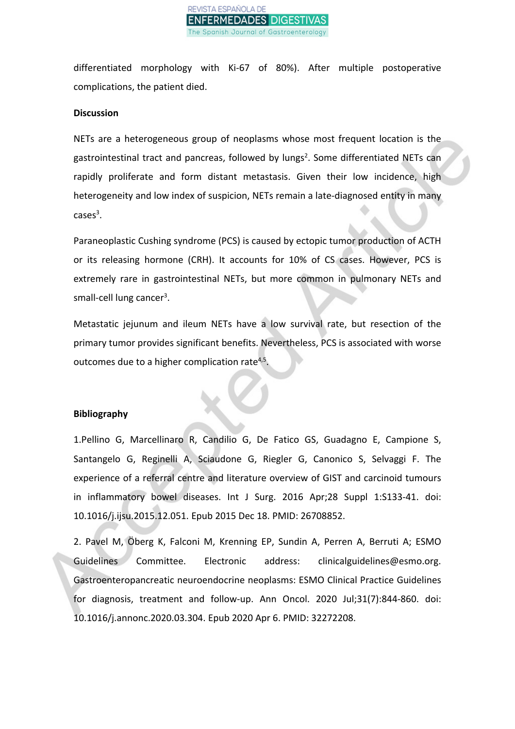differentiated morphology with Ki-67 of 80%). After multiple postoperative complications, the patient died.

## Discussion

NETs are a heterogeneous group of neoplasms whose most frequent location is the gastrointestinal tract and pancreas, followed by lungs[2]. Some differentiated NETs can rapidly proliferate and form distant metastasis. Given their low incidence, high heterogeneity and low index of suspicion, NETs remain a late-diagnosed entity in many cases[3].

Paraneoplastic Cushing syndrome (PCS) is caused by ectopic tumor production of ACTH or its releasing hormone (CRH). It accounts for 10% of CS cases. However, PCS is extremely rare in gastrointestinal NETs, but more common in pulmonary NETs and small-cell lung cancer[3].

Metastatic jejunum and ileum NETs have a low survival rate, but resection of the primary tumor provides significant benefits. Nevertheless, PCS is associated with worse outcomes due to a higher complication rate[4,5].

## Bibliography

1.Pellino G, Marcellinaro R, Candilio G, De Fatico GS, Guadagno E, Campione S, Santangelo G, Reginelli A, Sciaudone G, Riegler G, Canonico S, Selvaggi F. The experience of a referral centre and literature overview of GIST and carcinoid tumours in inflammatory bowel diseases. Int J Surg. 2016 Apr;28 Suppl 1:S133-41. doi: 10.1016/j.ijsu.2015.12.051. Epub 2015 Dec 18. PMID: 26708852.

2. Pavel M, Öberg K, Falconi M, Krenning EP, Sundin A, Perren A, Berruti A; ESMO Guidelines Committee. Electronic address: clinicalguidelines@esmo.org. Gastroenteropancreatic neuroendocrine neoplasms: ESMO Clinical Practice Guidelines for diagnosis, treatment and follow-up. Ann Oncol. 2020 Jul;31(7):844-860. doi: 10.1016/j.annonc.2020.03.304. Epub 2020 Apr 6. PMID: 32272208.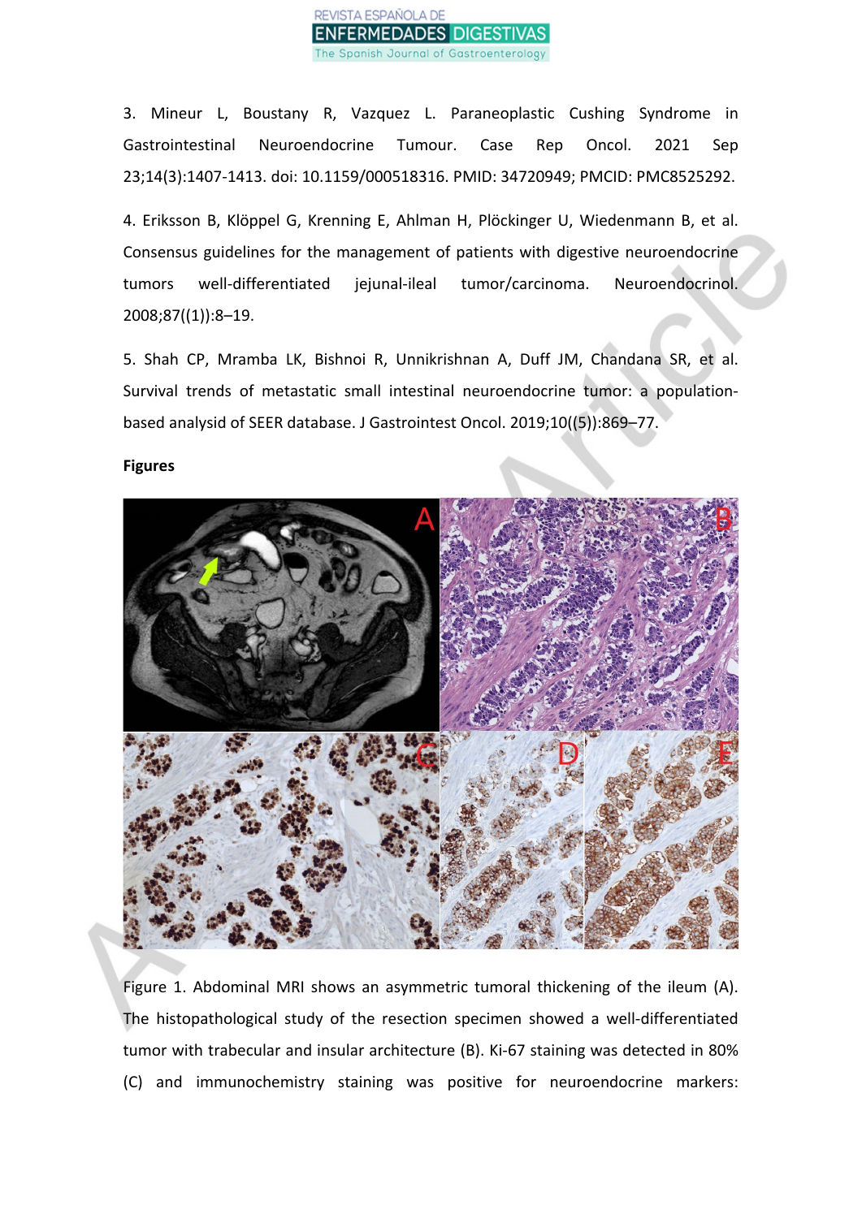3. Mineur L, Boustany R, Vazquez L. Paraneoplastic Cushing Syndrome in Gastrointestinal Neuroendocrine Tumour. Case Rep Oncol. 2021 Sep 23;14(3):1407-1413. doi: 10.1159/000518316. PMID: 34720949; PMCID: PMC8525292.

4. Eriksson B, Klöppel G, Krenning E, Ahlman H, Plöckinger U, Wiedenmann B, et al. Consensus guidelines for the management of patients with digestive neuroendocrine tumors well-differentiated jejunal-ileal tumor/carcinoma. Neuroendocrinol. 2008;87((1)):8–19.

5. Shah CP, Mramba LK, Bishnoi R, Unnikrishnan A, Duff JM, Chandana SR, et al. Survival trends of metastatic small intestinal neuroendocrine tumor: a population-based analysid of SEER database. J Gastrointest Oncol. 2019;10((5)):869–77.

**Figures**

Figure 1. Abdominal MRI shows an asymmetric tumoral thickening of the ileum (A). The histopathological study of the resection specimen showed a well-differentiated tumor with trabecular and insular architecture (B). Ki-67 staining was detected in 80% (C) and immunochemistry staining was positive for neuroendocrine markers: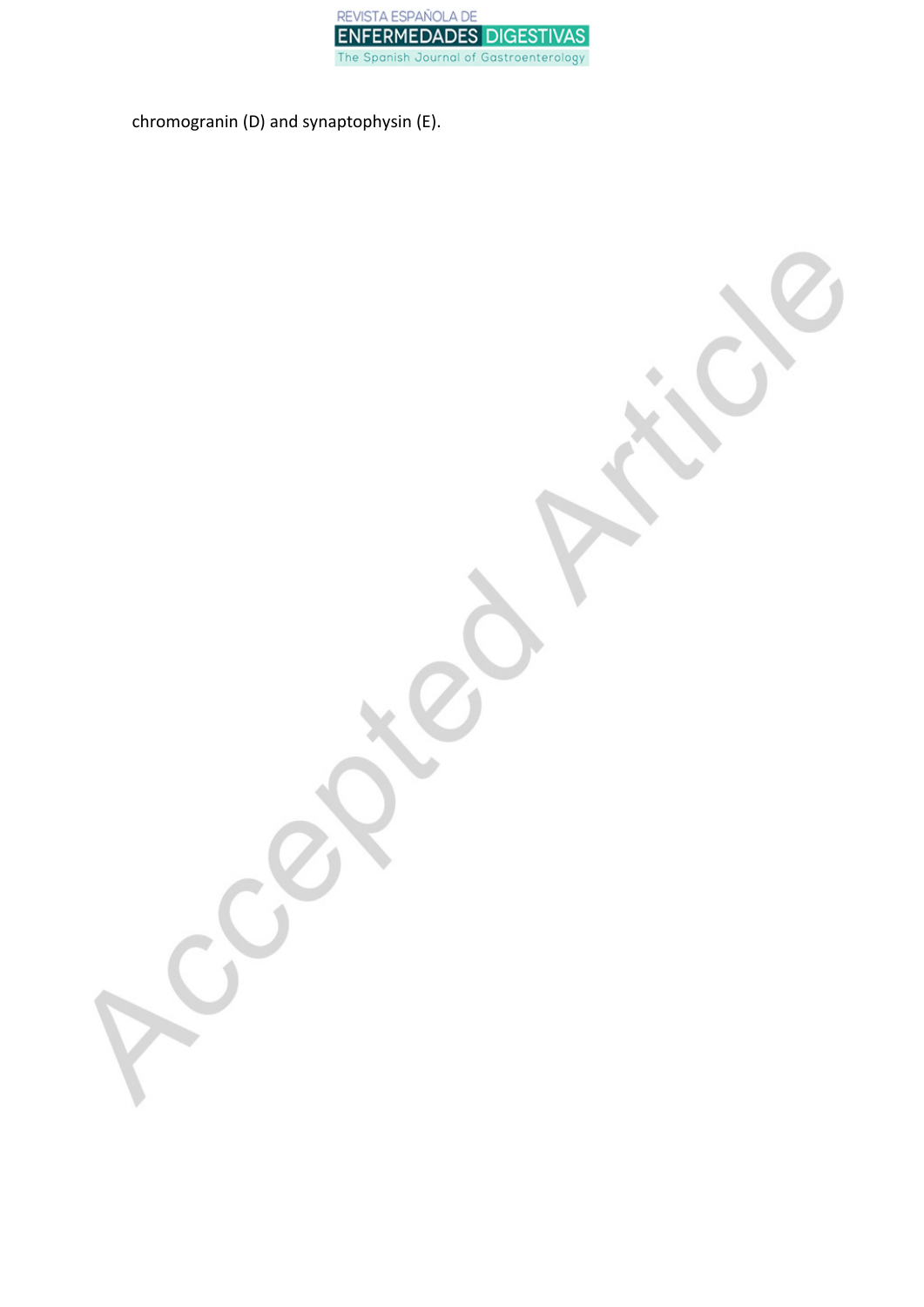chromogranin (D) and synaptophysin (E).